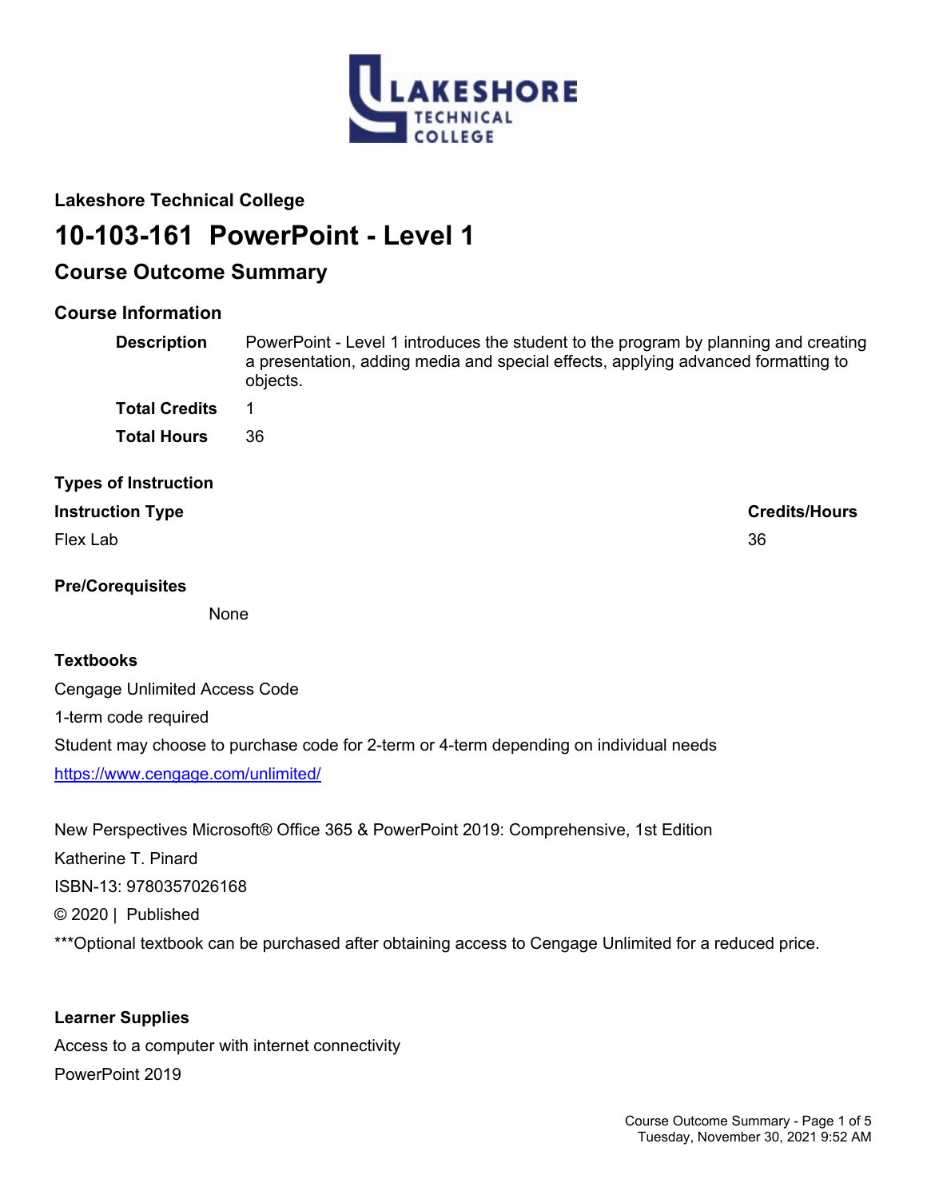**Lakeshore Technical College**

# 10-103-161 PowerPoint - Level 1

## Course Outcome Summary

### Course Information

| | |
|---|---|
| **Description** | PowerPoint - Level 1 introduces the student to the program by planning and creating a presentation, adding media and special effects, applying advanced formatting to objects. |
| **Total Credits** | 1 |
| **Total Hours** | 36 |

### Types of Instruction

| Instruction Type | Credits/Hours |
|---|---|
| Flex Lab | 36 |

### Pre/Corequisites

None

### Textbooks

Cengage Unlimited Access Code

1-term code required

Student may choose to purchase code for 2-term or 4-term depending on individual needs

https://www.cengage.com/unlimited/

New Perspectives Microsoft® Office 365 & PowerPoint 2019: Comprehensive, 1st Edition

Katherine T. Pinard

ISBN-13: 9780357026168

© 2020 | Published

***Optional textbook can be purchased after obtaining access to Cengage Unlimited for a reduced price.

### Learner Supplies

Access to a computer with internet connectivity

PowerPoint 2019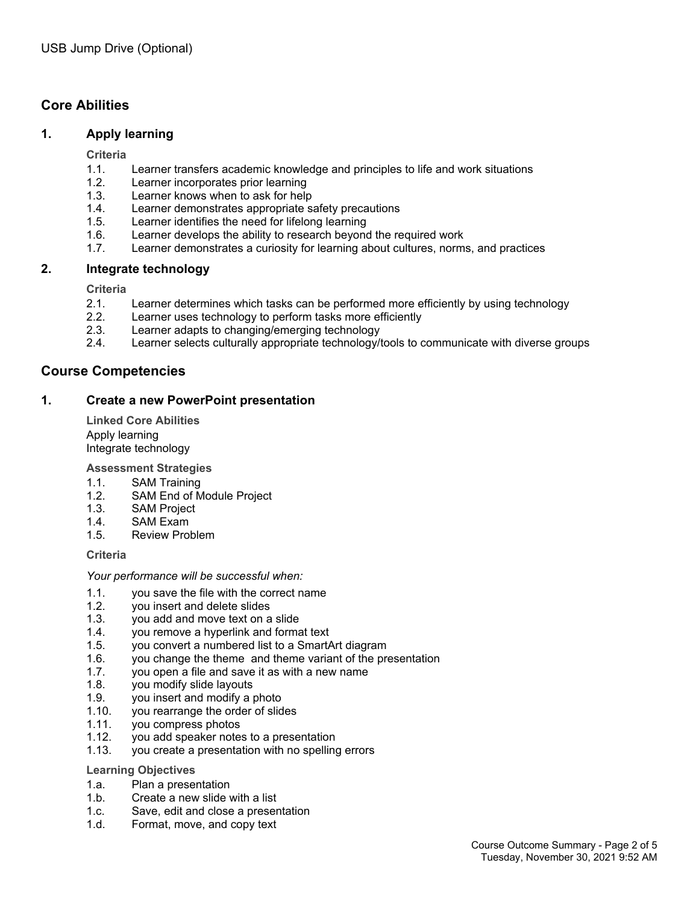USB Jump Drive (Optional)

## Core Abilities

### 1. Apply learning

**Criteria**

1.1. Learner transfers academic knowledge and principles to life and work situations
1.2. Learner incorporates prior learning
1.3. Learner knows when to ask for help
1.4. Learner demonstrates appropriate safety precautions
1.5. Learner identifies the need for lifelong learning
1.6. Learner develops the ability to research beyond the required work
1.7. Learner demonstrates a curiosity for learning about cultures, norms, and practices

### 2. Integrate technology

**Criteria**

2.1. Learner determines which tasks can be performed more efficiently by using technology
2.2. Learner uses technology to perform tasks more efficiently
2.3. Learner adapts to changing/emerging technology
2.4. Learner selects culturally appropriate technology/tools to communicate with diverse groups

## Course Competencies

### 1. Create a new PowerPoint presentation

**Linked Core Abilities**

Apply learning
Integrate technology

**Assessment Strategies**

1.1. SAM Training
1.2. SAM End of Module Project
1.3. SAM Project
1.4. SAM Exam
1.5. Review Problem

**Criteria**

*Your performance will be successful when:*

1.1. you save the file with the correct name
1.2. you insert and delete slides
1.3. you add and move text on a slide
1.4. you remove a hyperlink and format text
1.5. you convert a numbered list to a SmartArt diagram
1.6. you change the theme and theme variant of the presentation
1.7. you open a file and save it as with a new name
1.8. you modify slide layouts
1.9. you insert and modify a photo
1.10. you rearrange the order of slides
1.11. you compress photos
1.12. you add speaker notes to a presentation
1.13. you create a presentation with no spelling errors

**Learning Objectives**

1.a. Plan a presentation
1.b. Create a new slide with a list
1.c. Save, edit and close a presentation
1.d. Format, move, and copy text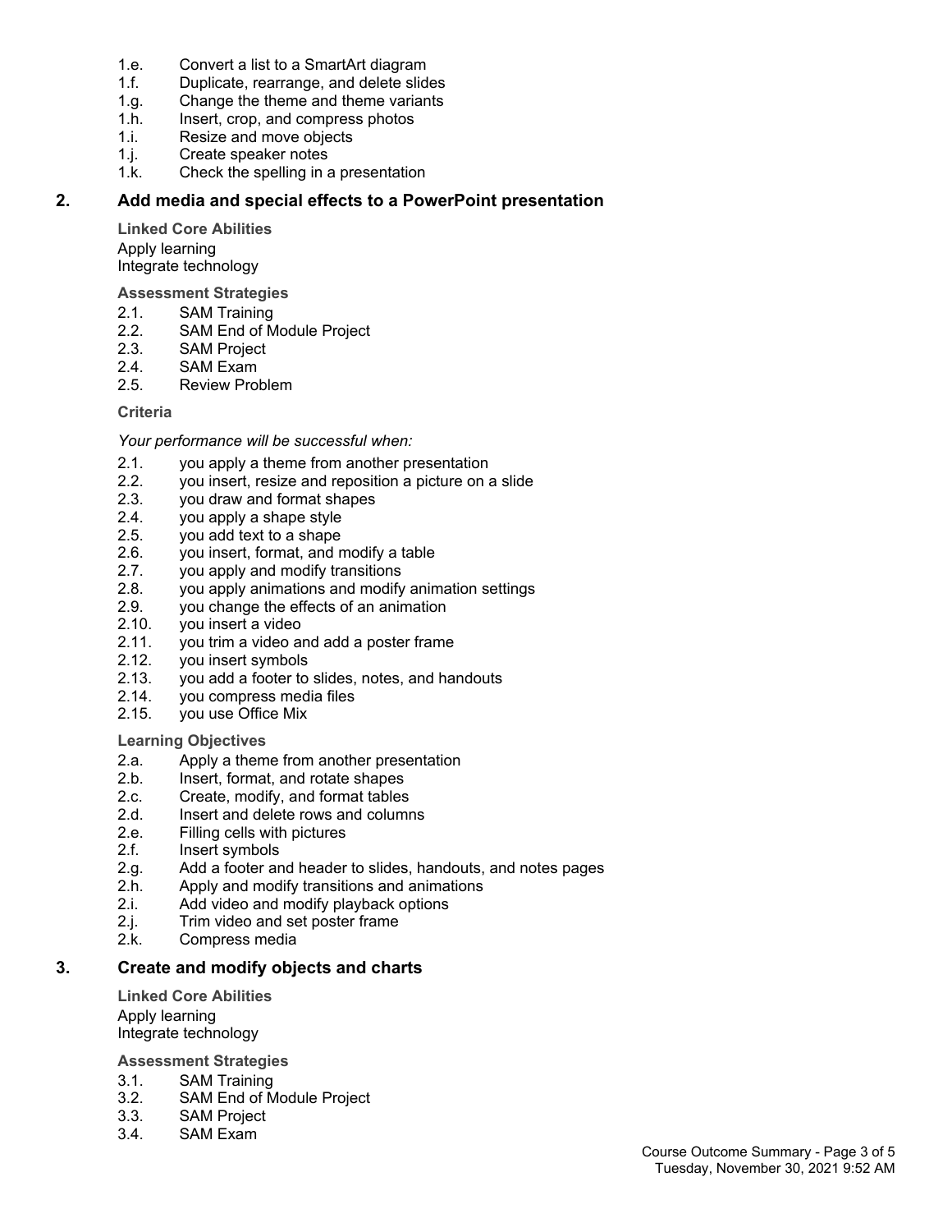1.e. Convert a list to a SmartArt diagram
1.f. Duplicate, rearrange, and delete slides
1.g. Change the theme and theme variants
1.h. Insert, crop, and compress photos
1.i. Resize and move objects
1.j. Create speaker notes
1.k. Check the spelling in a presentation

## 2. Add media and special effects to a PowerPoint presentation

**Linked Core Abilities**

Apply learning
Integrate technology

**Assessment Strategies**

2.1. SAM Training
2.2. SAM End of Module Project
2.3. SAM Project
2.4. SAM Exam
2.5. Review Problem

**Criteria**

*Your performance will be successful when:*

2.1. you apply a theme from another presentation
2.2. you insert, resize and reposition a picture on a slide
2.3. you draw and format shapes
2.4. you apply a shape style
2.5. you add text to a shape
2.6. you insert, format, and modify a table
2.7. you apply and modify transitions
2.8. you apply animations and modify animation settings
2.9. you change the effects of an animation
2.10. you insert a video
2.11. you trim a video and add a poster frame
2.12. you insert symbols
2.13. you add a footer to slides, notes, and handouts
2.14. you compress media files
2.15. you use Office Mix

**Learning Objectives**

2.a. Apply a theme from another presentation
2.b. Insert, format, and rotate shapes
2.c. Create, modify, and format tables
2.d. Insert and delete rows and columns
2.e. Filling cells with pictures
2.f. Insert symbols
2.g. Add a footer and header to slides, handouts, and notes pages
2.h. Apply and modify transitions and animations
2.i. Add video and modify playback options
2.j. Trim video and set poster frame
2.k. Compress media

## 3. Create and modify objects and charts

**Linked Core Abilities**

Apply learning
Integrate technology

**Assessment Strategies**

3.1. SAM Training
3.2. SAM End of Module Project
3.3. SAM Project
3.4. SAM Exam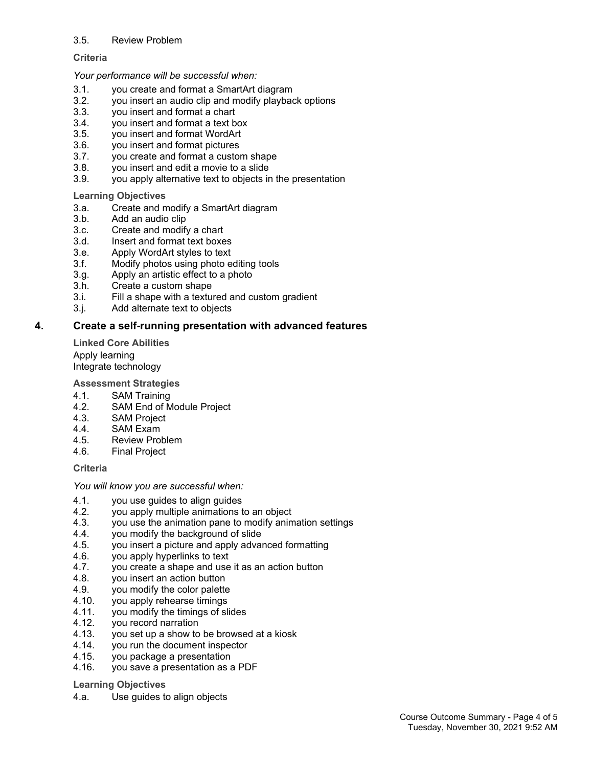3.5. Review Problem

**Criteria**

*Your performance will be successful when:*

3.1. you create and format a SmartArt diagram
3.2. you insert an audio clip and modify playback options
3.3. you insert and format a chart
3.4. you insert and format a text box
3.5. you insert and format WordArt
3.6. you insert and format pictures
3.7. you create and format a custom shape
3.8. you insert and edit a movie to a slide
3.9. you apply alternative text to objects in the presentation

**Learning Objectives**

3.a. Create and modify a SmartArt diagram
3.b. Add an audio clip
3.c. Create and modify a chart
3.d. Insert and format text boxes
3.e. Apply WordArt styles to text
3.f. Modify photos using photo editing tools
3.g. Apply an artistic effect to a photo
3.h. Create a custom shape
3.i. Fill a shape with a textured and custom gradient
3.j. Add alternate text to objects

## 4. Create a self-running presentation with advanced features

**Linked Core Abilities**

Apply learning
Integrate technology

**Assessment Strategies**

4.1. SAM Training
4.2. SAM End of Module Project
4.3. SAM Project
4.4. SAM Exam
4.5. Review Problem
4.6. Final Project

**Criteria**

*You will know you are successful when:*

4.1. you use guides to align guides
4.2. you apply multiple animations to an object
4.3. you use the animation pane to modify animation settings
4.4. you modify the background of slide
4.5. you insert a picture and apply advanced formatting
4.6. you apply hyperlinks to text
4.7. you create a shape and use it as an action button
4.8. you insert an action button
4.9. you modify the color palette
4.10. you apply rehearse timings
4.11. you modify the timings of slides
4.12. you record narration
4.13. you set up a show to be browsed at a kiosk
4.14. you run the document inspector
4.15. you package a presentation
4.16. you save a presentation as a PDF

**Learning Objectives**

4.a. Use guides to align objects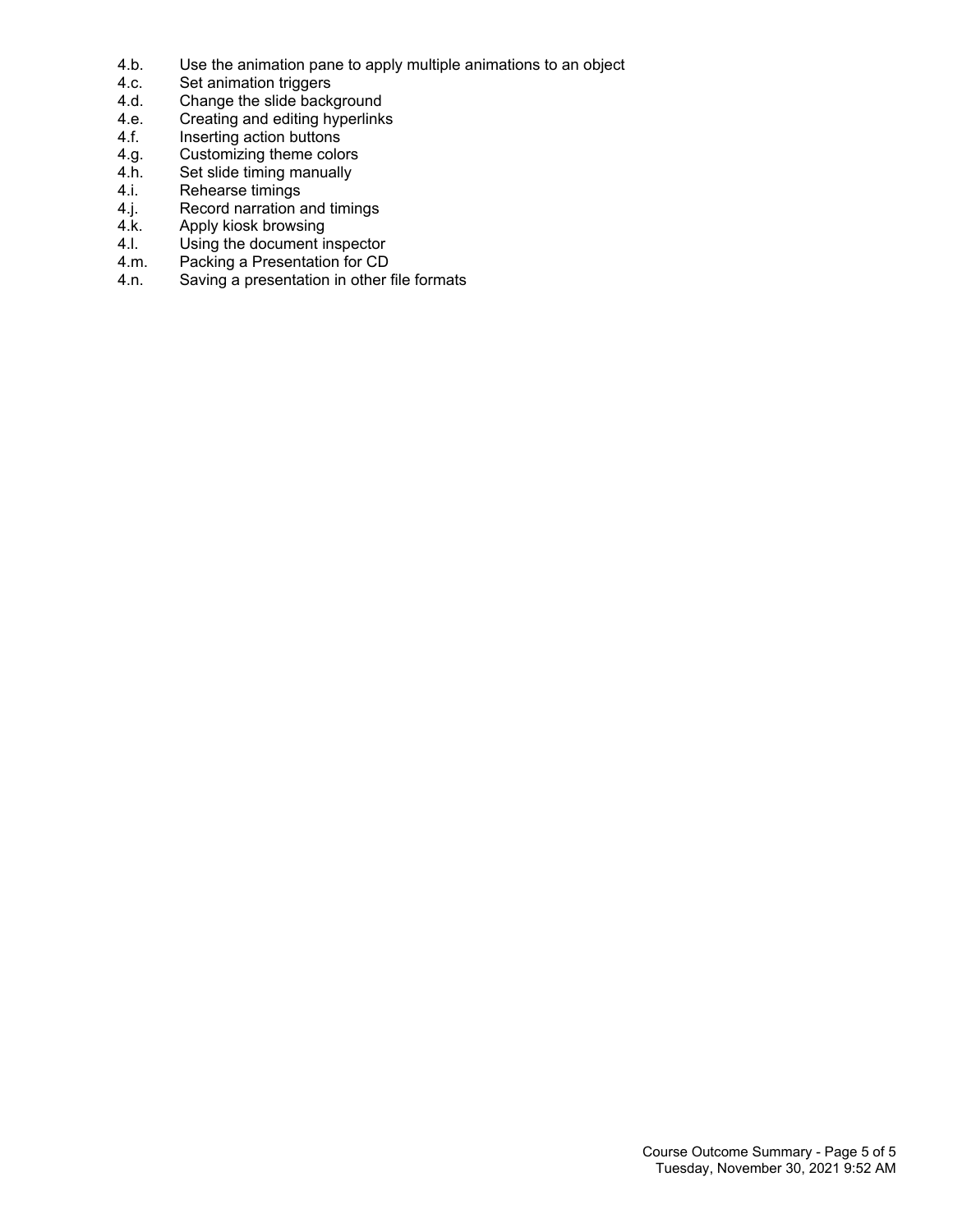4.b. Use the animation pane to apply multiple animations to an object
4.c. Set animation triggers
4.d. Change the slide background
4.e. Creating and editing hyperlinks
4.f. Inserting action buttons
4.g. Customizing theme colors
4.h. Set slide timing manually
4.i. Rehearse timings
4.j. Record narration and timings
4.k. Apply kiosk browsing
4.l. Using the document inspector
4.m. Packing a Presentation for CD
4.n. Saving a presentation in other file formats